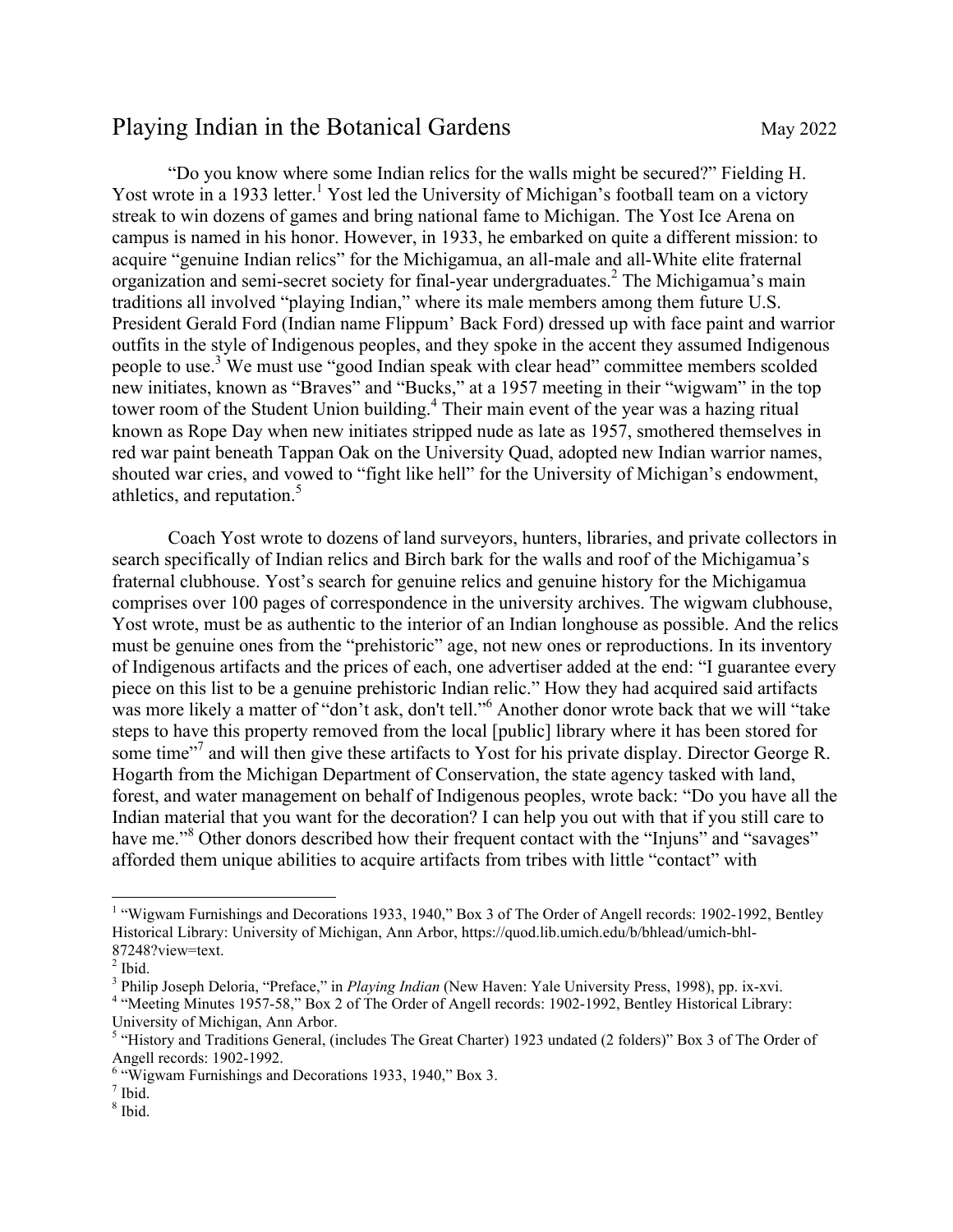# Playing Indian in the Botanical Gardens

May 2022

"Do you know where some Indian relics for the walls might be secured?" Fielding H. Yost wrote in a 1933 letter.[1] Yost led the University of Michigan's football team on a victory streak to win dozens of games and bring national fame to Michigan. The Yost Ice Arena on campus is named in his honor. However, in 1933, he embarked on quite a different mission: to acquire "genuine Indian relics" for the Michigamua, an all-male and all-White elite fraternal organization and semi-secret society for final-year undergraduates.[2] The Michigamua's main traditions all involved "playing Indian," where its male members among them future U.S. President Gerald Ford (Indian name Flippum' Back Ford) dressed up with face paint and warrior outfits in the style of Indigenous peoples, and they spoke in the accent they assumed Indigenous people to use.[3] We must use "good Indian speak with clear head" committee members scolded new initiates, known as "Braves" and "Bucks," at a 1957 meeting in their "wigwam" in the top tower room of the Student Union building.[4] Their main event of the year was a hazing ritual known as Rope Day when new initiates stripped nude as late as 1957, smothered themselves in red war paint beneath Tappan Oak on the University Quad, adopted new Indian warrior names, shouted war cries, and vowed to "fight like hell" for the University of Michigan's endowment, athletics, and reputation.[5]

Coach Yost wrote to dozens of land surveyors, hunters, libraries, and private collectors in search specifically of Indian relics and Birch bark for the walls and roof of the Michigamua's fraternal clubhouse. Yost's search for genuine relics and genuine history for the Michigamua comprises over 100 pages of correspondence in the university archives. The wigwam clubhouse, Yost wrote, must be as authentic to the interior of an Indian longhouse as possible. And the relics must be genuine ones from the "prehistoric" age, not new ones or reproductions. In its inventory of Indigenous artifacts and the prices of each, one advertiser added at the end: "I guarantee every piece on this list to be a genuine prehistoric Indian relic." How they had acquired said artifacts was more likely a matter of "don't ask, don't tell."[6] Another donor wrote back that we will "take steps to have this property removed from the local [public] library where it has been stored for some time"[7] and will then give these artifacts to Yost for his private display. Director George R. Hogarth from the Michigan Department of Conservation, the state agency tasked with land, forest, and water management on behalf of Indigenous peoples, wrote back: "Do you have all the Indian material that you want for the decoration? I can help you out with that if you still care to have me."[8] Other donors described how their frequent contact with the "Injuns" and "savages" afforded them unique abilities to acquire artifacts from tribes with little "contact" with

---

[1] "Wigwam Furnishings and Decorations 1933, 1940," Box 3 of The Order of Angell records: 1902-1992, Bentley Historical Library: University of Michigan, Ann Arbor, https://quod.lib.umich.edu/b/bhlead/umich-bhl-87248?view=text.

[2] Ibid.

[3] Philip Joseph Deloria, "Preface," in *Playing Indian* (New Haven: Yale University Press, 1998), pp. ix-xvi.

[4] "Meeting Minutes 1957-58," Box 2 of The Order of Angell records: 1902-1992, Bentley Historical Library: University of Michigan, Ann Arbor.

[5] "History and Traditions General, (includes The Great Charter) 1923 undated (2 folders)" Box 3 of The Order of Angell records: 1902-1992.

[6] "Wigwam Furnishings and Decorations 1933, 1940," Box 3.

[7] Ibid.

[8] Ibid.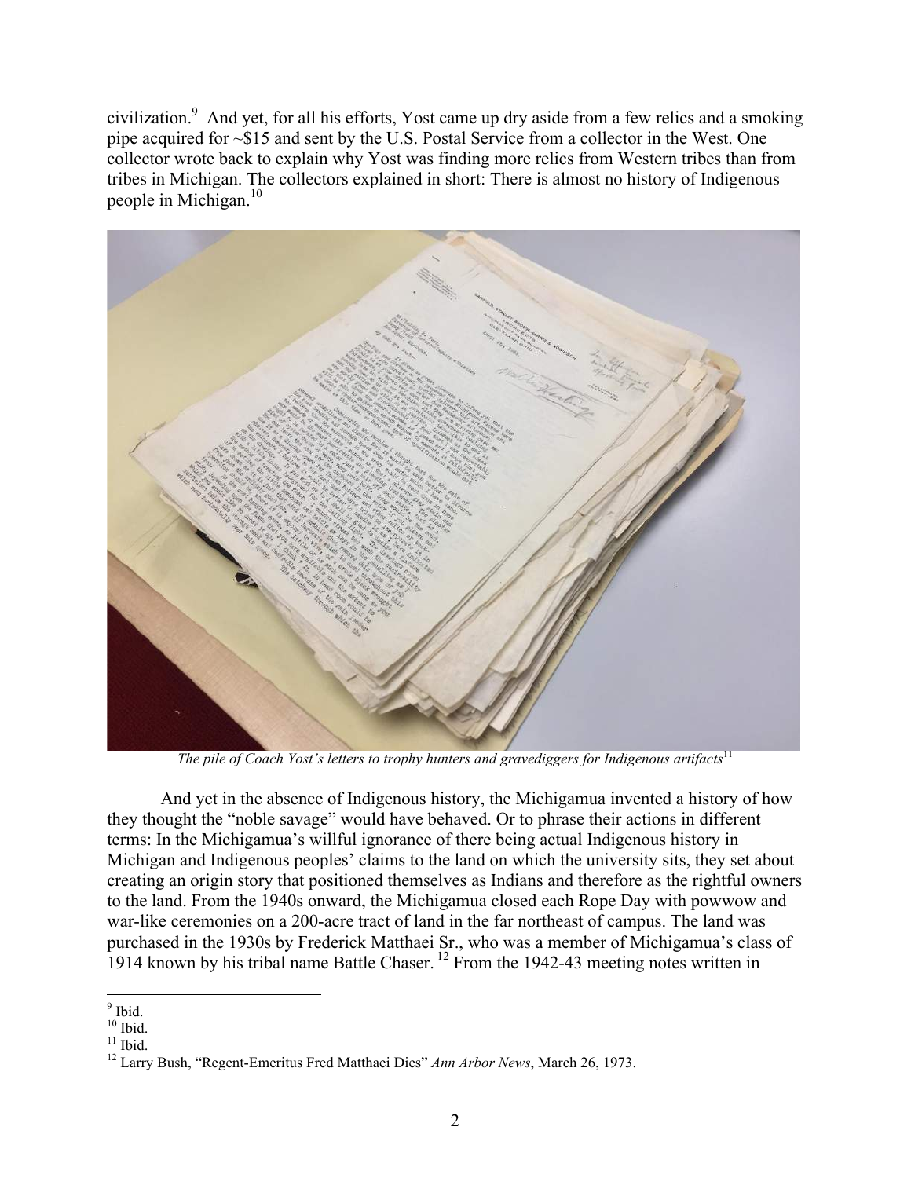civilization.[9] And yet, for all his efforts, Yost came up dry aside from a few relics and a smoking pipe acquired for ~$15 and sent by the U.S. Postal Service from a collector in the West. One collector wrote back to explain why Yost was finding more relics from Western tribes than from tribes in Michigan. The collectors explained in short: There is almost no history of Indigenous people in Michigan.[10]

*The pile of Coach Yost's letters to trophy hunters and gravediggers for Indigenous artifacts*[11]

And yet in the absence of Indigenous history, the Michigamua invented a history of how they thought the "noble savage" would have behaved. Or to phrase their actions in different terms: In the Michigamua's willful ignorance of there being actual Indigenous history in Michigan and Indigenous peoples' claims to the land on which the university sits, they set about creating an origin story that positioned themselves as Indians and therefore as the rightful owners to the land. From the 1940s onward, the Michigamua closed each Rope Day with powwow and war-like ceremonies on a 200-acre tract of land in the far northeast of campus. The land was purchased in the 1930s by Frederick Matthaei Sr., who was a member of Michigamua's class of 1914 known by his tribal name Battle Chaser.[12] From the 1942-43 meeting notes written in

---

[9] Ibid.

[10] Ibid.

[11] Ibid.

[12] Larry Bush, "Regent-Emeritus Fred Matthaei Dies" *Ann Arbor News*, March 26, 1973.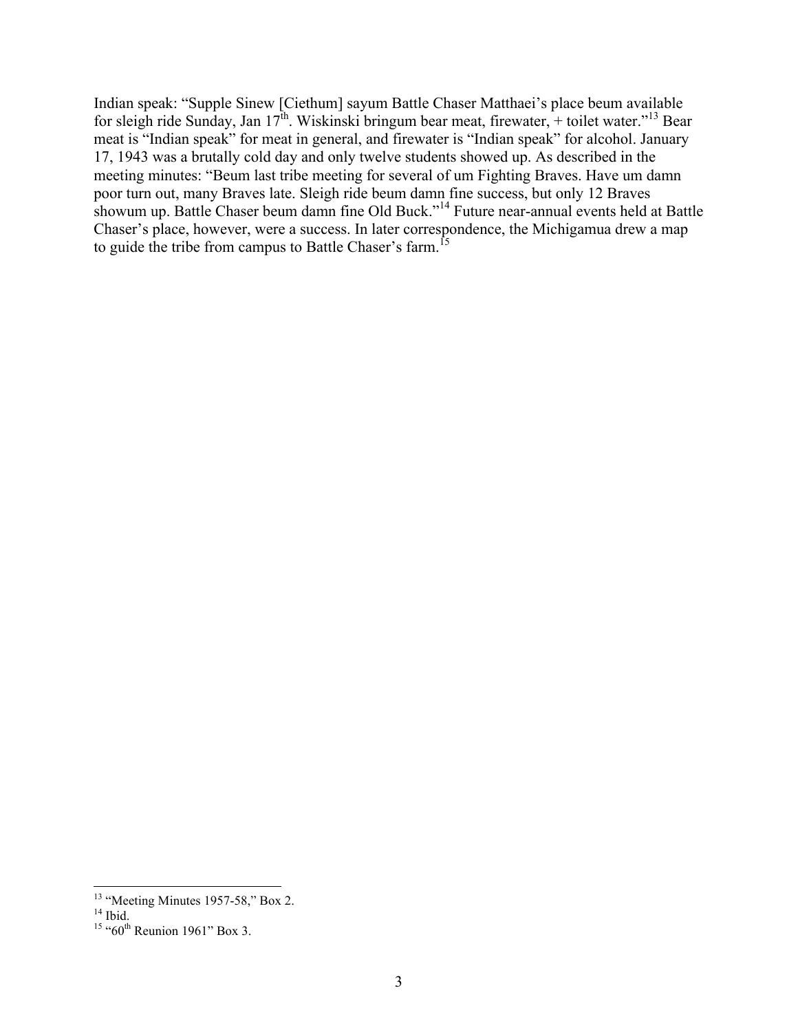Indian speak: "Supple Sinew [Ciethum] sayum Battle Chaser Matthaei's place beum available for sleigh ride Sunday, Jan 17th. Wiskinski bringum bear meat, firewater, + toilet water."[13] Bear meat is "Indian speak" for meat in general, and firewater is "Indian speak" for alcohol. January 17, 1943 was a brutally cold day and only twelve students showed up. As described in the meeting minutes: "Beum last tribe meeting for several of um Fighting Braves. Have um damn poor turn out, many Braves late. Sleigh ride beum damn fine success, but only 12 Braves showum up. Battle Chaser beum damn fine Old Buck."[14] Future near-annual events held at Battle Chaser's place, however, were a success. In later correspondence, the Michigamua drew a map to guide the tribe from campus to Battle Chaser's farm.[15]

---

[13] "Meeting Minutes 1957-58," Box 2.

[14] Ibid.

[15] "60th Reunion 1961" Box 3.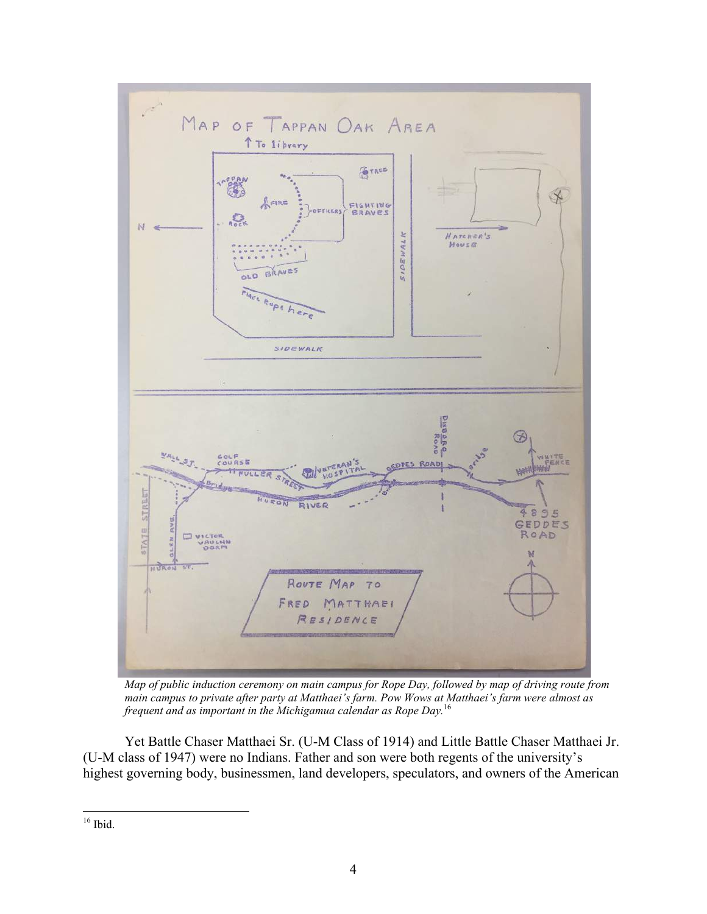*Map of public induction ceremony on main campus for Rope Day, followed by map of driving route from main campus to private after party at Matthaei's farm. Pow Wows at Matthaei's farm were almost as frequent and as important in the Michigamua calendar as Rope Day.*[16]

Yet Battle Chaser Matthaei Sr. (U-M Class of 1914) and Little Battle Chaser Matthaei Jr. (U-M class of 1947) were no Indians. Father and son were both regents of the university's highest governing body, businessmen, land developers, speculators, and owners of the American

---

[16] Ibid.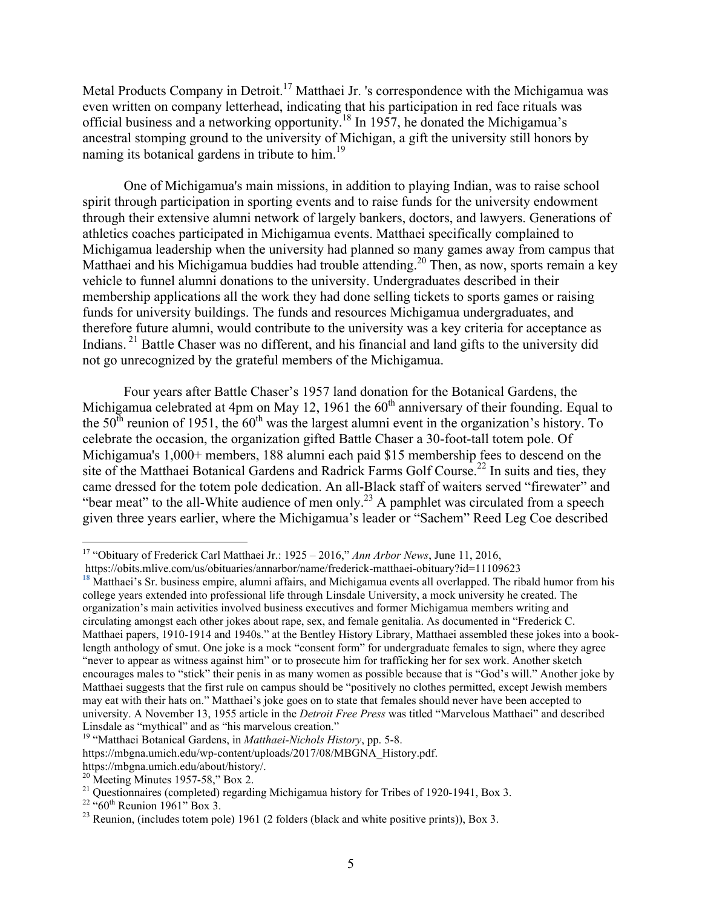Metal Products Company in Detroit.[17] Matthaei Jr. 's correspondence with the Michigamua was even written on company letterhead, indicating that his participation in red face rituals was official business and a networking opportunity.[18] In 1957, he donated the Michigamua's ancestral stomping ground to the university of Michigan, a gift the university still honors by naming its botanical gardens in tribute to him.[19]

One of Michigamua's main missions, in addition to playing Indian, was to raise school spirit through participation in sporting events and to raise funds for the university endowment through their extensive alumni network of largely bankers, doctors, and lawyers. Generations of athletics coaches participated in Michigamua events. Matthaei specifically complained to Michigamua leadership when the university had planned so many games away from campus that Matthaei and his Michigamua buddies had trouble attending.[20] Then, as now, sports remain a key vehicle to funnel alumni donations to the university. Undergraduates described in their membership applications all the work they had done selling tickets to sports games or raising funds for university buildings. The funds and resources Michigamua undergraduates, and therefore future alumni, would contribute to the university was a key criteria for acceptance as Indians.[21] Battle Chaser was no different, and his financial and land gifts to the university did not go unrecognized by the grateful members of the Michigamua.

Four years after Battle Chaser's 1957 land donation for the Botanical Gardens, the Michigamua celebrated at 4pm on May 12, 1961 the 60th anniversary of their founding. Equal to the 50th reunion of 1951, the 60th was the largest alumni event in the organization's history. To celebrate the occasion, the organization gifted Battle Chaser a 30-foot-tall totem pole. Of Michigamua's 1,000+ members, 188 alumni each paid $15 membership fees to descend on the site of the Matthaei Botanical Gardens and Radrick Farms Golf Course.[22] In suits and ties, they came dressed for the totem pole dedication. An all-Black staff of waiters served "firewater" and "bear meat" to the all-White audience of men only.[23] A pamphlet was circulated from a speech given three years earlier, where the Michigamua's leader or "Sachem" Reed Leg Coe described

---

[17] "Obituary of Frederick Carl Matthaei Jr.: 1925 – 2016," *Ann Arbor News*, June 11, 2016, https://obits.mlive.com/us/obituaries/annarbor/name/frederick-matthaei-obituary?id=11109623

[18] Matthaei's Sr. business empire, alumni affairs, and Michigamua events all overlapped. The ribald humor from his college years extended into professional life through Linsdale University, a mock university he created. The organization's main activities involved business executives and former Michigamua members writing and circulating amongst each other jokes about rape, sex, and female genitalia. As documented in "Frederick C. Matthaei papers, 1910-1914 and 1940s." at the Bentley History Library, Matthaei assembled these jokes into a book-length anthology of smut. One joke is a mock "consent form" for undergraduate females to sign, where they agree "never to appear as witness against him" or to prosecute him for trafficking her for sex work. Another sketch encourages males to "stick" their penis in as many women as possible because that is "God's will." Another joke by Matthaei suggests that the first rule on campus should be "positively no clothes permitted, except Jewish members may eat with their hats on." Matthaei's joke goes on to state that females should never have been accepted to university. A November 13, 1955 article in the *Detroit Free Press* was titled "Marvelous Matthaei" and described Linsdale as "mythical" and as "his marvelous creation."

[19] "Matthaei Botanical Gardens, in *Matthaei-Nichols History*, pp. 5-8. https://mbgna.umich.edu/wp-content/uploads/2017/08/MBGNA_History.pdf. https://mbgna.umich.edu/about/history/.

[20] Meeting Minutes 1957-58," Box 2.

[21] Questionnaires (completed) regarding Michigamua history for Tribes of 1920-1941, Box 3.

[22] "60th Reunion 1961" Box 3.

[23] Reunion, (includes totem pole) 1961 (2 folders (black and white positive prints)), Box 3.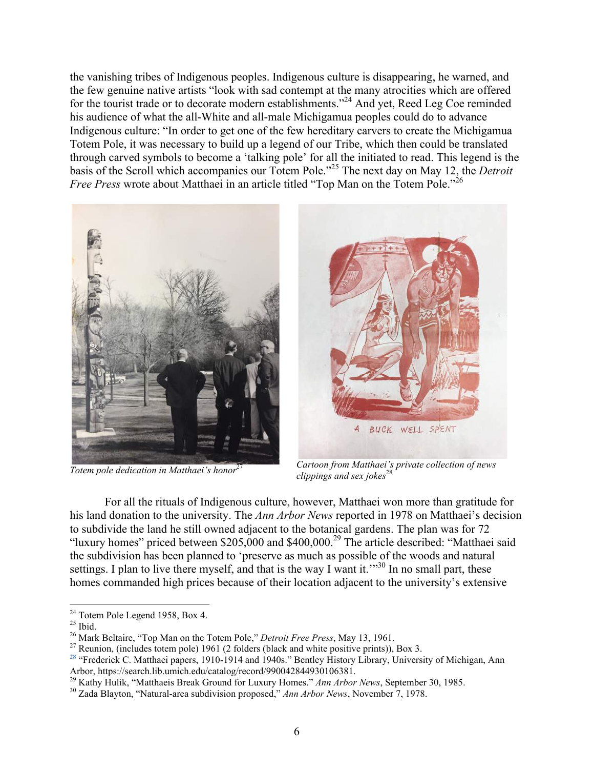the vanishing tribes of Indigenous peoples. Indigenous culture is disappearing, he warned, and the few genuine native artists "look with sad contempt at the many atrocities which are offered for the tourist trade or to decorate modern establishments."[24] And yet, Reed Leg Coe reminded his audience of what the all-White and all-male Michigamua peoples could do to advance Indigenous culture: "In order to get one of the few hereditary carvers to create the Michigamua Totem Pole, it was necessary to build up a legend of our Tribe, which then could be translated through carved symbols to become a 'talking pole' for all the initiated to read. This legend is the basis of the Scroll which accompanies our Totem Pole."[25] The next day on May 12, the *Detroit Free Press* wrote about Matthaei in an article titled "Top Man on the Totem Pole."[26]

*Totem pole dedication in Matthaei's honor*[27]

*Cartoon from Matthaei's private collection of news clippings and sex jokes*[28]

For all the rituals of Indigenous culture, however, Matthaei won more than gratitude for his land donation to the university. The *Ann Arbor News* reported in 1978 on Matthaei's decision to subdivide the land he still owned adjacent to the botanical gardens. The plan was for 72 "luxury homes" priced between \$205,000 and \$400,000.[29] The article described: "Matthaei said the subdivision has been planned to 'preserve as much as possible of the woods and natural settings. I plan to live there myself, and that is the way I want it.'"[30] In no small part, these homes commanded high prices because of their location adjacent to the university's extensive

---

[24] Totem Pole Legend 1958, Box 4.

[25] Ibid.

[26] Mark Beltaire, "Top Man on the Totem Pole," *Detroit Free Press*, May 13, 1961.

[27] Reunion, (includes totem pole) 1961 (2 folders (black and white positive prints)), Box 3.

[28] "Frederick C. Matthaei papers, 1910-1914 and 1940s." Bentley History Library, University of Michigan, Ann Arbor, https://search.lib.umich.edu/catalog/record/990042844930106381.

[29] Kathy Hulik, "Matthaeis Break Ground for Luxury Homes." *Ann Arbor News*, September 30, 1985.

[30] Zada Blayton, "Natural-area subdivision proposed," *Ann Arbor News*, November 7, 1978.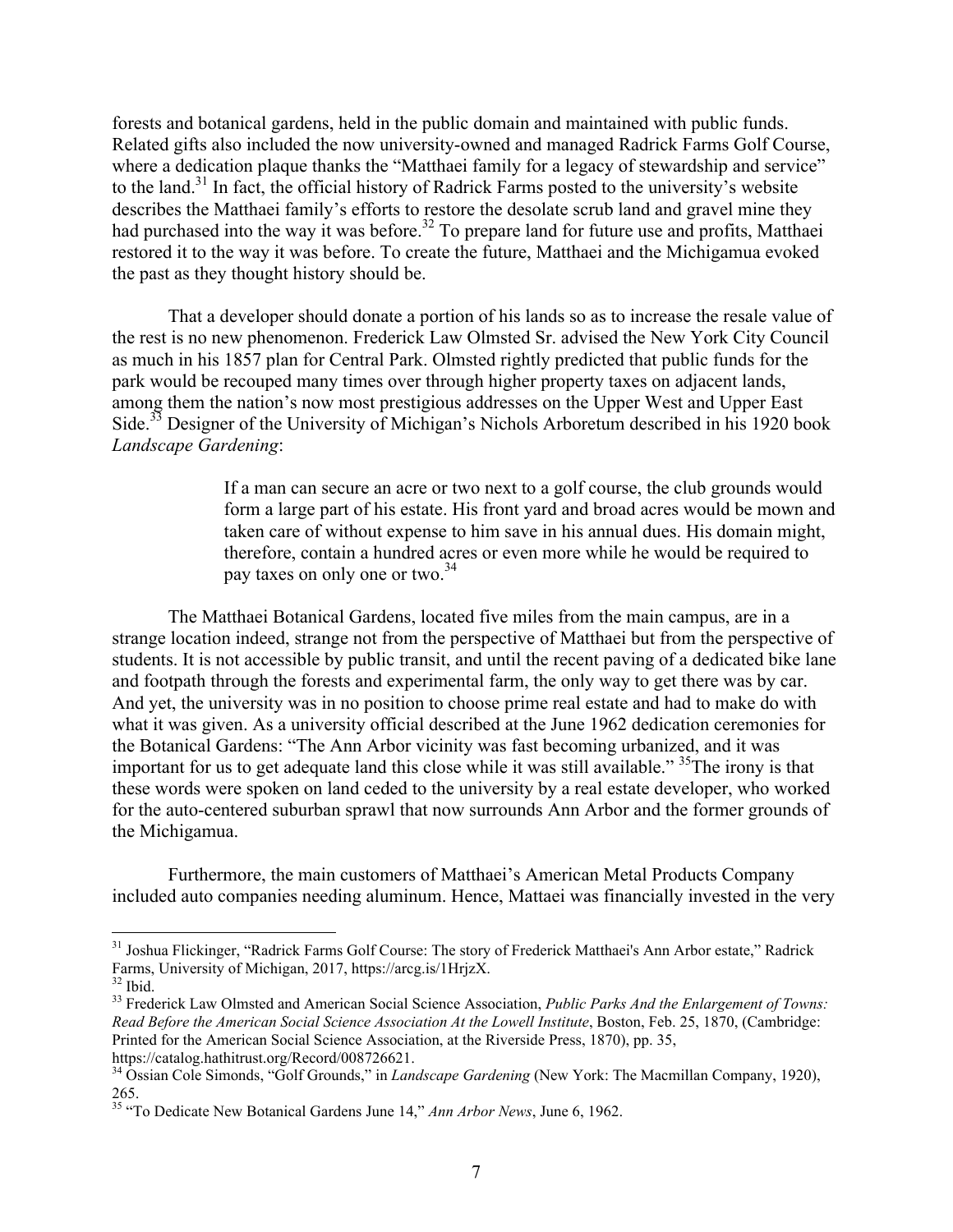forests and botanical gardens, held in the public domain and maintained with public funds. Related gifts also included the now university-owned and managed Radrick Farms Golf Course, where a dedication plaque thanks the "Matthaei family for a legacy of stewardship and service" to the land.[31] In fact, the official history of Radrick Farms posted to the university's website describes the Matthaei family's efforts to restore the desolate scrub land and gravel mine they had purchased into the way it was before.[32] To prepare land for future use and profits, Matthaei restored it to the way it was before. To create the future, Matthaei and the Michigamua evoked the past as they thought history should be.

That a developer should donate a portion of his lands so as to increase the resale value of the rest is no new phenomenon. Frederick Law Olmsted Sr. advised the New York City Council as much in his 1857 plan for Central Park. Olmsted rightly predicted that public funds for the park would be recouped many times over through higher property taxes on adjacent lands, among them the nation's now most prestigious addresses on the Upper West and Upper East Side.[33] Designer of the University of Michigan's Nichols Arboretum described in his 1920 book *Landscape Gardening*:

> If a man can secure an acre or two next to a golf course, the club grounds would form a large part of his estate. His front yard and broad acres would be mown and taken care of without expense to him save in his annual dues. His domain might, therefore, contain a hundred acres or even more while he would be required to pay taxes on only one or two.[34]

The Matthaei Botanical Gardens, located five miles from the main campus, are in a strange location indeed, strange not from the perspective of Matthaei but from the perspective of students. It is not accessible by public transit, and until the recent paving of a dedicated bike lane and footpath through the forests and experimental farm, the only way to get there was by car. And yet, the university was in no position to choose prime real estate and had to make do with what it was given. As a university official described at the June 1962 dedication ceremonies for the Botanical Gardens: "The Ann Arbor vicinity was fast becoming urbanized, and it was important for us to get adequate land this close while it was still available." [35]The irony is that these words were spoken on land ceded to the university by a real estate developer, who worked for the auto-centered suburban sprawl that now surrounds Ann Arbor and the former grounds of the Michigamua.

Furthermore, the main customers of Matthaei's American Metal Products Company included auto companies needing aluminum. Hence, Mattaei was financially invested in the very

---

[31] Joshua Flickinger, "Radrick Farms Golf Course: The story of Frederick Matthaei's Ann Arbor estate," Radrick Farms, University of Michigan, 2017, https://arcg.is/1HrjzX.

[32] Ibid.

[33] Frederick Law Olmsted and American Social Science Association, *Public Parks And the Enlargement of Towns: Read Before the American Social Science Association At the Lowell Institute*, Boston, Feb. 25, 1870, (Cambridge: Printed for the American Social Science Association, at the Riverside Press, 1870), pp. 35, https://catalog.hathitrust.org/Record/008726621.

[34] Ossian Cole Simonds, "Golf Grounds," in *Landscape Gardening* (New York: The Macmillan Company, 1920), 265.

[35] "To Dedicate New Botanical Gardens June 14," *Ann Arbor News*, June 6, 1962.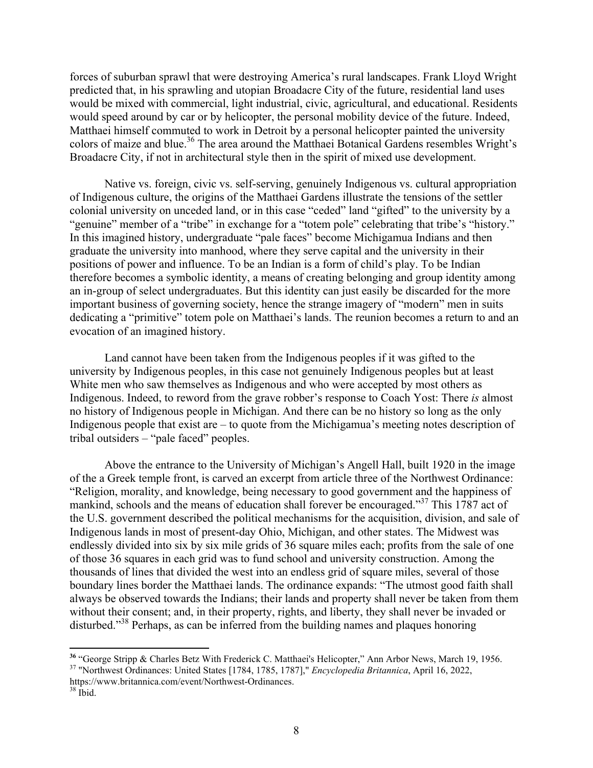forces of suburban sprawl that were destroying America's rural landscapes. Frank Lloyd Wright predicted that, in his sprawling and utopian Broadacre City of the future, residential land uses would be mixed with commercial, light industrial, civic, agricultural, and educational. Residents would speed around by car or by helicopter, the personal mobility device of the future. Indeed, Matthaei himself commuted to work in Detroit by a personal helicopter painted the university colors of maize and blue.[36] The area around the Matthaei Botanical Gardens resembles Wright's Broadacre City, if not in architectural style then in the spirit of mixed use development.

Native vs. foreign, civic vs. self-serving, genuinely Indigenous vs. cultural appropriation of Indigenous culture, the origins of the Matthaei Gardens illustrate the tensions of the settler colonial university on unceded land, or in this case "ceded" land "gifted" to the university by a "genuine" member of a "tribe" in exchange for a "totem pole" celebrating that tribe's "history." In this imagined history, undergraduate "pale faces" become Michigamua Indians and then graduate the university into manhood, where they serve capital and the university in their positions of power and influence. To be an Indian is a form of child's play. To be Indian therefore becomes a symbolic identity, a means of creating belonging and group identity among an in-group of select undergraduates. But this identity can just easily be discarded for the more important business of governing society, hence the strange imagery of "modern" men in suits dedicating a "primitive" totem pole on Matthaei's lands. The reunion becomes a return to and an evocation of an imagined history.

Land cannot have been taken from the Indigenous peoples if it was gifted to the university by Indigenous peoples, in this case not genuinely Indigenous peoples but at least White men who saw themselves as Indigenous and who were accepted by most others as Indigenous. Indeed, to reword from the grave robber's response to Coach Yost: There *is* almost no history of Indigenous people in Michigan. And there can be no history so long as the only Indigenous people that exist are – to quote from the Michigamua's meeting notes description of tribal outsiders – "pale faced" peoples.

Above the entrance to the University of Michigan's Angell Hall, built 1920 in the image of the a Greek temple front, is carved an excerpt from article three of the Northwest Ordinance: "Religion, morality, and knowledge, being necessary to good government and the happiness of mankind, schools and the means of education shall forever be encouraged."[37] This 1787 act of the U.S. government described the political mechanisms for the acquisition, division, and sale of Indigenous lands in most of present-day Ohio, Michigan, and other states. The Midwest was endlessly divided into six by six mile grids of 36 square miles each; profits from the sale of one of those 36 squares in each grid was to fund school and university construction. Among the thousands of lines that divided the west into an endless grid of square miles, several of those boundary lines border the Matthaei lands. The ordinance expands: "The utmost good faith shall always be observed towards the Indians; their lands and property shall never be taken from them without their consent; and, in their property, rights, and liberty, they shall never be invaded or disturbed."[38] Perhaps, as can be inferred from the building names and plaques honoring

---

[36] "George Stripp & Charles Betz With Frederick C. Matthaei's Helicopter," Ann Arbor News, March 19, 1956.

[37] "Northwest Ordinances: United States [1784, 1785, 1787]," *Encyclopedia Britannica*, April 16, 2022, https://www.britannica.com/event/Northwest-Ordinances.

[38] Ibid.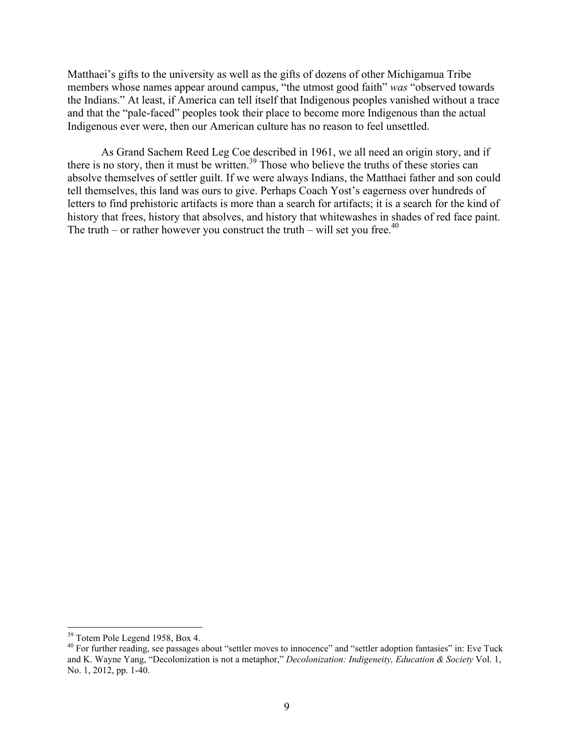Matthaei's gifts to the university as well as the gifts of dozens of other Michigamua Tribe members whose names appear around campus, "the utmost good faith" *was* "observed towards the Indians." At least, if America can tell itself that Indigenous peoples vanished without a trace and that the "pale-faced" peoples took their place to become more Indigenous than the actual Indigenous ever were, then our American culture has no reason to feel unsettled.

As Grand Sachem Reed Leg Coe described in 1961, we all need an origin story, and if there is no story, then it must be written.[39] Those who believe the truths of these stories can absolve themselves of settler guilt. If we were always Indians, the Matthaei father and son could tell themselves, this land was ours to give. Perhaps Coach Yost's eagerness over hundreds of letters to find prehistoric artifacts is more than a search for artifacts; it is a search for the kind of history that frees, history that absolves, and history that whitewashes in shades of red face paint. The truth – or rather however you construct the truth – will set you free.[40]

---

[39] Totem Pole Legend 1958, Box 4.

[40] For further reading, see passages about "settler moves to innocence" and "settler adoption fantasies" in: Eve Tuck and K. Wayne Yang, "Decolonization is not a metaphor," *Decolonization: Indigeneity, Education & Society* Vol. 1, No. 1, 2012, pp. 1-40.